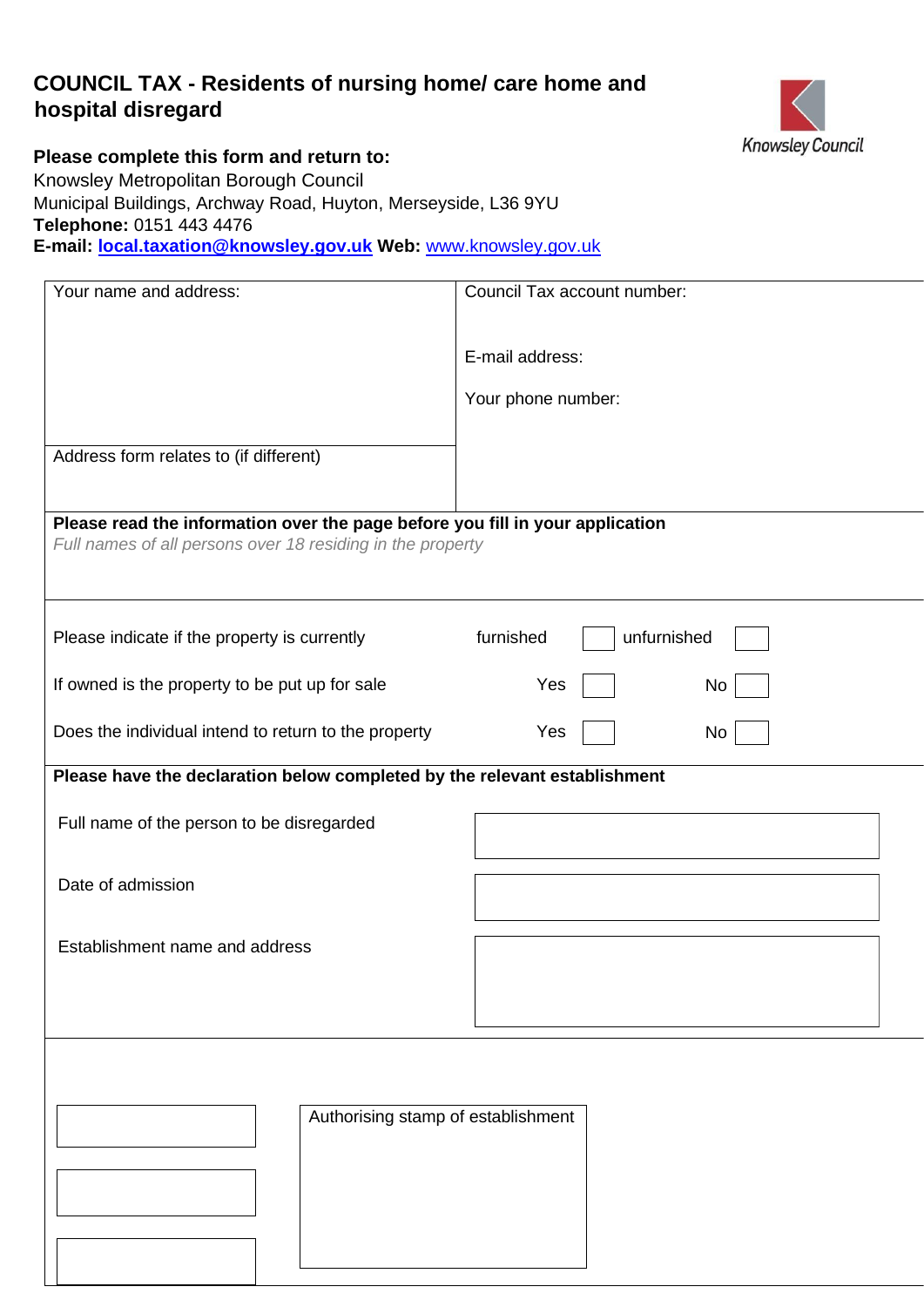# COUNCIL TAX - Residents of nursing home/ care home and hospital disregard

Knowsley Council

**Please complete this form and return to:**
Knowsley Metropolitan Borough Council
Municipal Buildings, Archway Road, Huyton, Merseyside, L36 9YU
**Telephone:** 0151 443 4476
**E-mail:** **local.taxation@knowsley.gov.uk** **Web:** www.knowsley.gov.uk

| Your name and address: | Council Tax account number: |
| --- | --- |
| | E-mail address: |
| | Your phone number: |
| Address form relates to (if different) | |

**Please read the information over the page before you fill in your application**
*Full names of all persons over 18 residing in the property*

| | | | | |
| --- | --- | --- | --- | --- |
| Please indicate if the property is currently | furnished | ☐ | unfurnished | ☐ |
| If owned is the property to be put up for sale | Yes | ☐ | No | ☐ |
| Does the individual intend to return to the property | Yes | ☐ | No | ☐ |

**Please have the declaration below completed by the relevant establishment**

| | |
| --- | --- |
| Full name of the person to be disregarded | |
| Date of admission | |
| Establishment name and address | |

Authorising stamp of establishment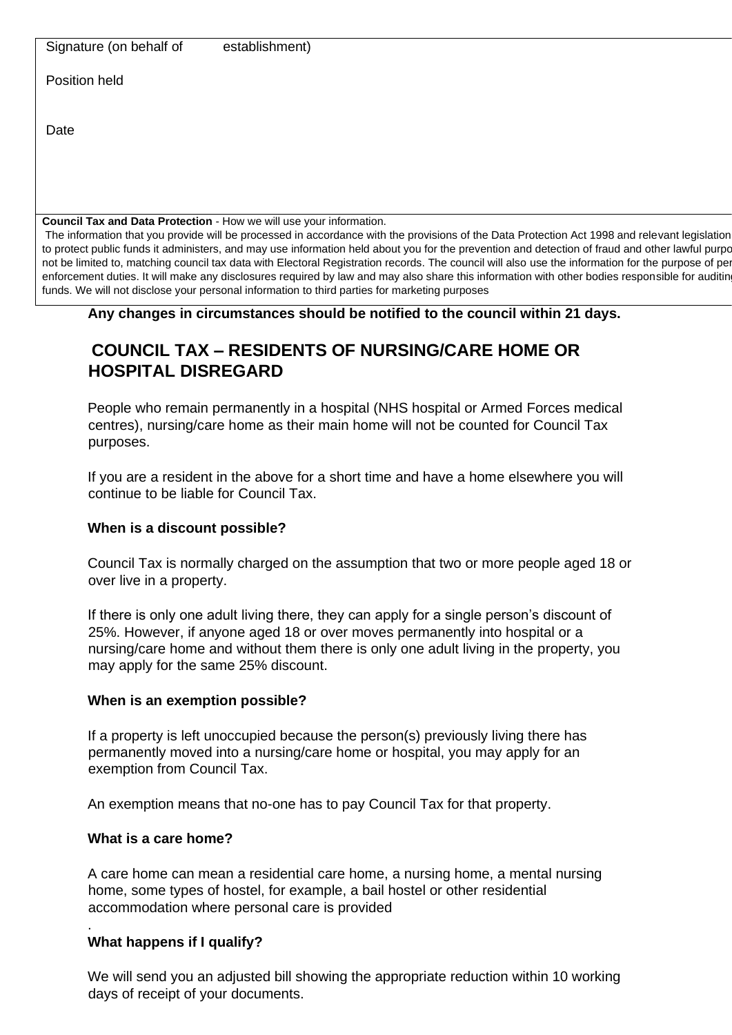Signature (on behalf of establishment)

Position held

Date

**Council Tax and Data Protection** - How we will use your information.

The information that you provide will be processed in accordance with the provisions of the Data Protection Act 1998 and relevant legislation to protect public funds it administers, and may use information held about you for the prevention and detection of fraud and other lawful purpo not be limited to, matching council tax data with Electoral Registration records. The council will also use the information for the purpose of per enforcement duties. It will make any disclosures required by law and may also share this information with other bodies responsible for auditin funds. We will not disclose your personal information to third parties for marketing purposes

**Any changes in circumstances should be notified to the council within 21 days.**

## COUNCIL TAX – RESIDENTS OF NURSING/CARE HOME OR HOSPITAL DISREGARD

People who remain permanently in a hospital (NHS hospital or Armed Forces medical centres), nursing/care home as their main home will not be counted for Council Tax purposes.

If you are a resident in the above for a short time and have a home elsewhere you will continue to be liable for Council Tax.

### When is a discount possible?

Council Tax is normally charged on the assumption that two or more people aged 18 or over live in a property.

If there is only one adult living there, they can apply for a single person's discount of 25%. However, if anyone aged 18 or over moves permanently into hospital or a nursing/care home and without them there is only one adult living in the property, you may apply for the same 25% discount.

### When is an exemption possible?

If a property is left unoccupied because the person(s) previously living there has permanently moved into a nursing/care home or hospital, you may apply for an exemption from Council Tax.

An exemption means that no-one has to pay Council Tax for that property.

### What is a care home?

A care home can mean a residential care home, a nursing home, a mental nursing home, some types of hostel, for example, a bail hostel or other residential accommodation where personal care is provided

.

### What happens if I qualify?

We will send you an adjusted bill showing the appropriate reduction within 10 working days of receipt of your documents.